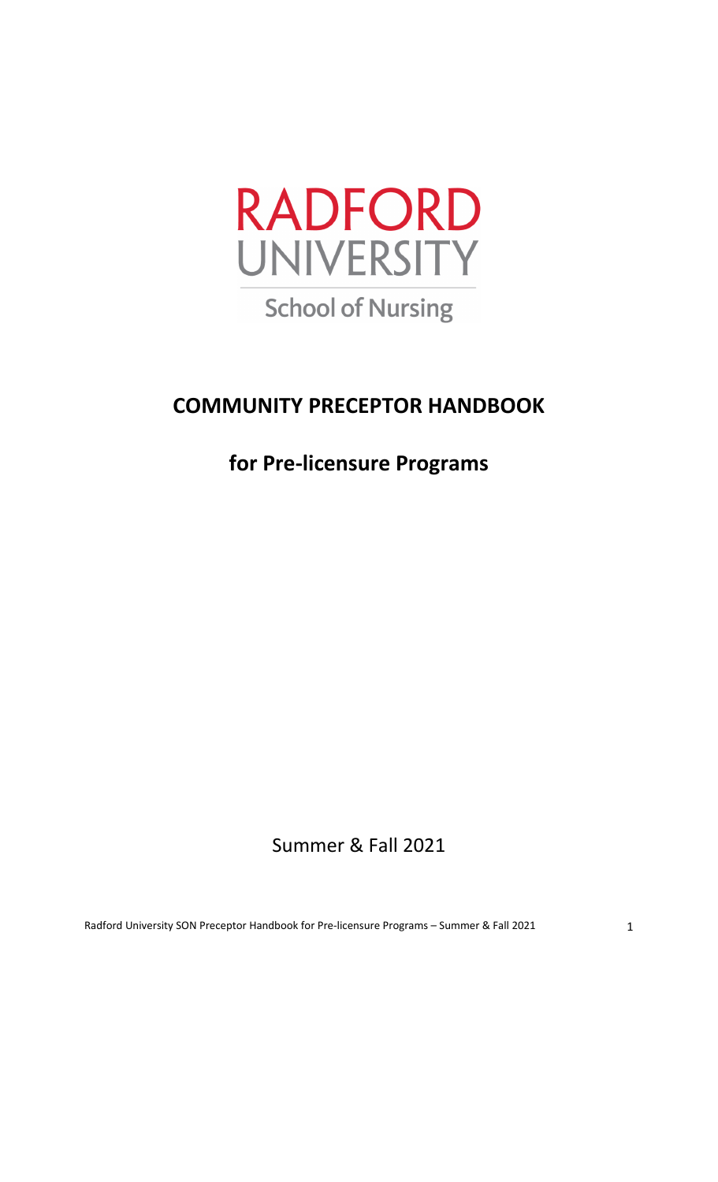RADFORD UNIVERSITY

School of Nursing

# COMMUNITY PRECEPTOR HANDBOOK

## for Pre-licensure Programs

Summer & Fall 2021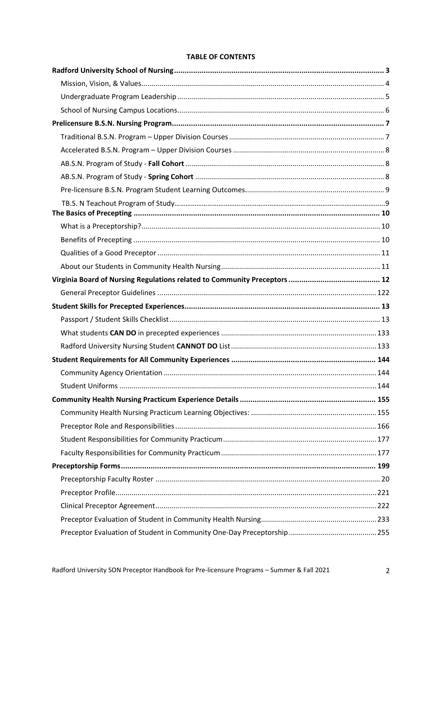**TABLE OF CONTENTS**

**Radford University School of Nursing** .......... **3**

Mission, Vision, & Values .......... 4

Undergraduate Program Leadership .......... 5

School of Nursing Campus Locations .......... 6

**Prelicensure B.S.N. Nursing Program** .......... **7**

Traditional B.S.N. Program – Upper Division Courses .......... 7

Accelerated B.S.N. Program – Upper Division Courses .......... 8

AB.S.N. Program of Study - **Fall Cohort** .......... 8

AB.S.N. Program of Study - **Spring Cohort** .......... 8

Pre-licensure B.S.N. Program Student Learning Outcomes .......... 9

TB.S. N Teachout Program of Study .......... 9

**The Basics of Precepting** .......... **10**

What is a Preceptorship? .......... 10

Benefits of Precepting .......... 10

Qualities of a Good Preceptor .......... 11

About our Students in Community Health Nursing .......... 11

**Virginia Board of Nursing Regulations related to Community Preceptors** .......... **12**

General Preceptor Guidelines .......... 122

**Student Skills for Precepted Experiences** .......... **13**

Passport / Student Skills Checklist .......... 13

What students **CAN DO** in precepted experiences .......... 133

Radford University Nursing Student **CANNOT DO** List .......... 133

**Student Requirements for All Community Experiences** .......... **144**

Community Agency Orientation .......... 144

Student Uniforms .......... 144

**Community Health Nursing Practicum Experience Details** .......... **155**

Community Health Nursing Practicum Learning Objectives: .......... 155

Preceptor Role and Responsibilities .......... 166

Student Responsibilities for Community Practicum .......... 177

Faculty Responsibilities for Community Practicum .......... 177

**Preceptorship Forms** .......... **199**

Preceptorship Faculty Roster .......... 20

Preceptor Profile .......... 221

Clinical Preceptor Agreement .......... 222

Preceptor Evaluation of Student in Community Health Nursing .......... 233

Preceptor Evaluation of Student in Community One-Day Preceptorship .......... 255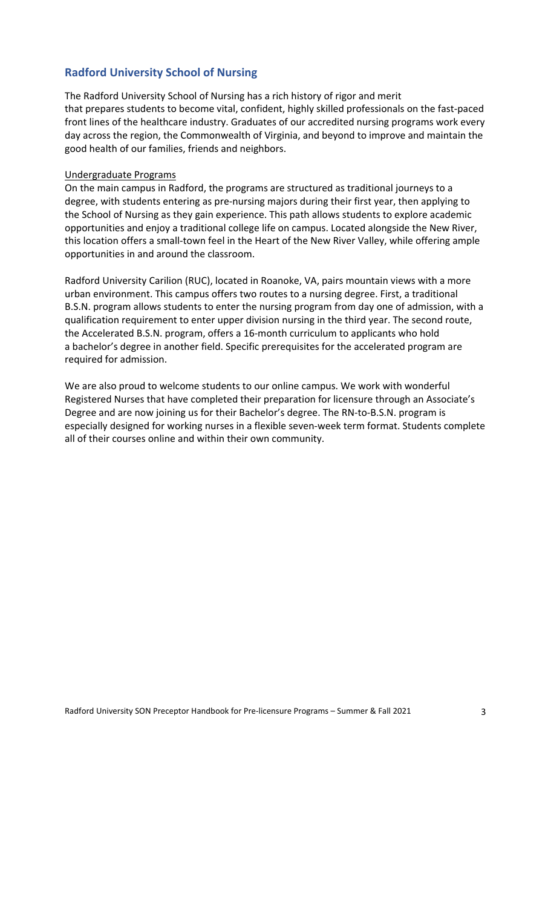## Radford University School of Nursing

The Radford University School of Nursing has a rich history of rigor and merit that prepares students to become vital, confident, highly skilled professionals on the fast-paced front lines of the healthcare industry. Graduates of our accredited nursing programs work every day across the region, the Commonwealth of Virginia, and beyond to improve and maintain the good health of our families, friends and neighbors.

### Undergraduate Programs

On the main campus in Radford, the programs are structured as traditional journeys to a degree, with students entering as pre-nursing majors during their first year, then applying to the School of Nursing as they gain experience. This path allows students to explore academic opportunities and enjoy a traditional college life on campus. Located alongside the New River, this location offers a small-town feel in the Heart of the New River Valley, while offering ample opportunities in and around the classroom.

Radford University Carilion (RUC), located in Roanoke, VA, pairs mountain views with a more urban environment. This campus offers two routes to a nursing degree. First, a traditional B.S.N. program allows students to enter the nursing program from day one of admission, with a qualification requirement to enter upper division nursing in the third year. The second route, the Accelerated B.S.N. program, offers a 16-month curriculum to applicants who hold a bachelor's degree in another field. Specific prerequisites for the accelerated program are required for admission.

We are also proud to welcome students to our online campus. We work with wonderful Registered Nurses that have completed their preparation for licensure through an Associate's Degree and are now joining us for their Bachelor's degree. The RN-to-B.S.N. program is especially designed for working nurses in a flexible seven-week term format. Students complete all of their courses online and within their own community.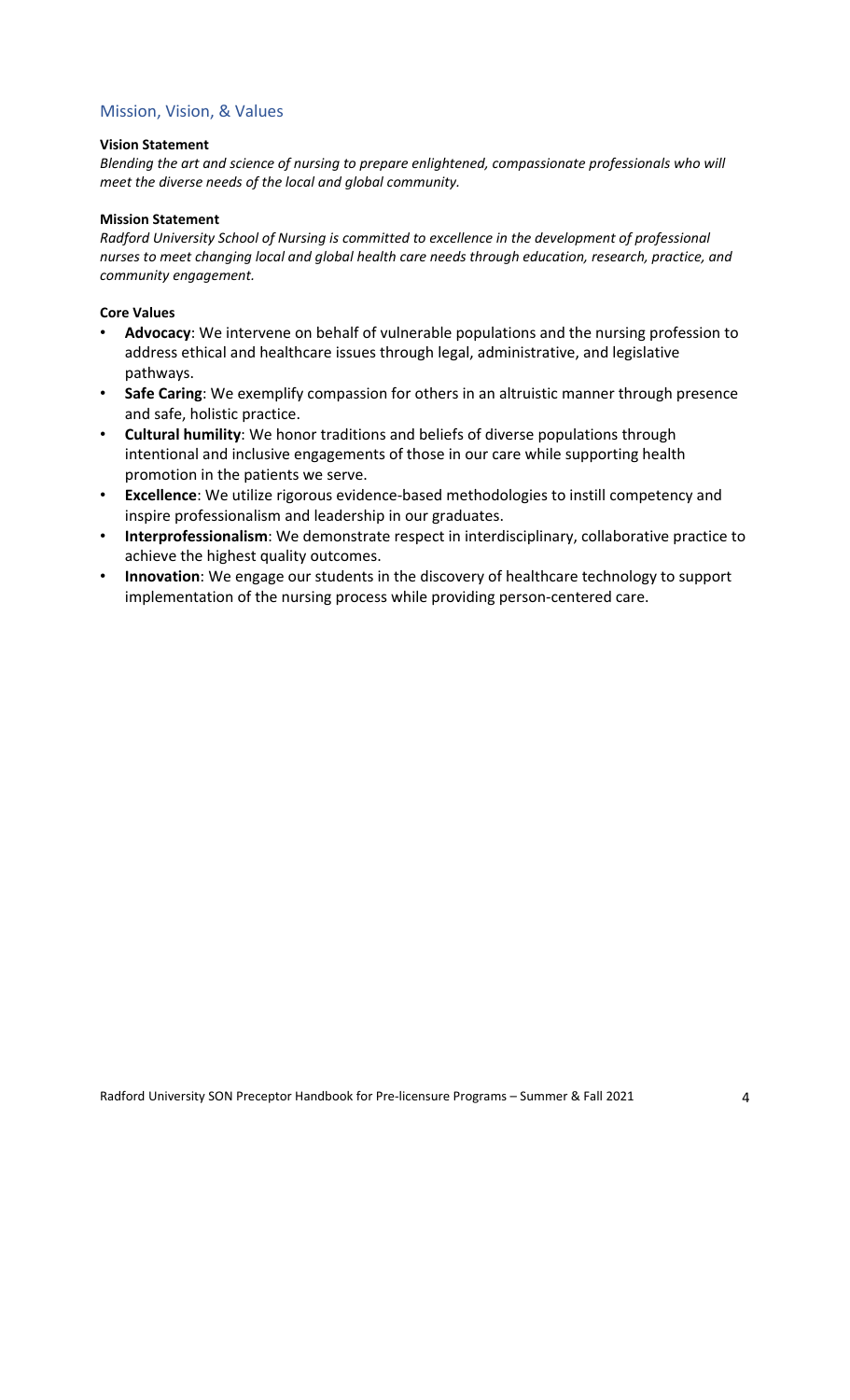## Mission, Vision, & Values

**Vision Statement**

*Blending the art and science of nursing to prepare enlightened, compassionate professionals who will meet the diverse needs of the local and global community.*

**Mission Statement**

*Radford University School of Nursing is committed to excellence in the development of professional nurses to meet changing local and global health care needs through education, research, practice, and community engagement.*

**Core Values**

- **Advocacy**: We intervene on behalf of vulnerable populations and the nursing profession to address ethical and healthcare issues through legal, administrative, and legislative pathways.
- **Safe Caring**: We exemplify compassion for others in an altruistic manner through presence and safe, holistic practice.
- **Cultural humility**: We honor traditions and beliefs of diverse populations through intentional and inclusive engagements of those in our care while supporting health promotion in the patients we serve.
- **Excellence**: We utilize rigorous evidence-based methodologies to instill competency and inspire professionalism and leadership in our graduates.
- **Interprofessionalism**: We demonstrate respect in interdisciplinary, collaborative practice to achieve the highest quality outcomes.
- **Innovation**: We engage our students in the discovery of healthcare technology to support implementation of the nursing process while providing person-centered care.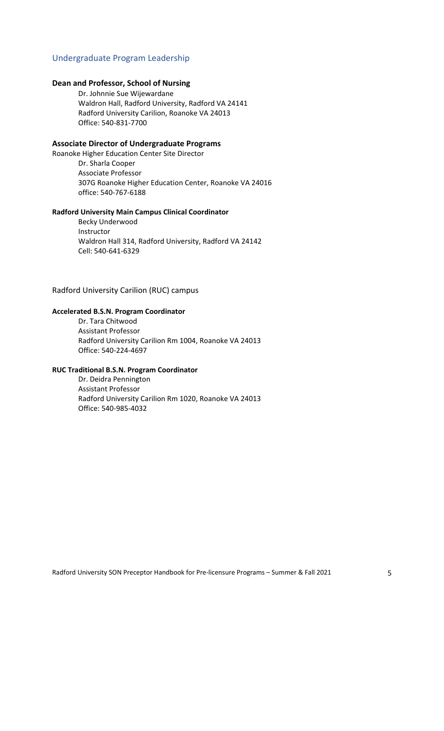## Undergraduate Program Leadership

**Dean and Professor, School of Nursing**

Dr. Johnnie Sue Wijewardane
Waldron Hall, Radford University, Radford VA 24141
Radford University Carilion, Roanoke VA 24013
Office: 540-831-7700

**Associate Director of Undergraduate Programs**

Roanoke Higher Education Center Site Director

Dr. Sharla Cooper
Associate Professor
307G Roanoke Higher Education Center, Roanoke VA 24016
office: 540-767-6188

**Radford University Main Campus Clinical Coordinator**

Becky Underwood
Instructor
Waldron Hall 314, Radford University, Radford VA 24142
Cell: 540-641-6329

### Radford University Carilion (RUC) campus

**Accelerated B.S.N. Program Coordinator**

Dr. Tara Chitwood
Assistant Professor
Radford University Carilion Rm 1004, Roanoke VA 24013
Office: 540-224-4697

**RUC Traditional B.S.N. Program Coordinator**

Dr. Deidra Pennington
Assistant Professor
Radford University Carilion Rm 1020, Roanoke VA 24013
Office: 540-985-4032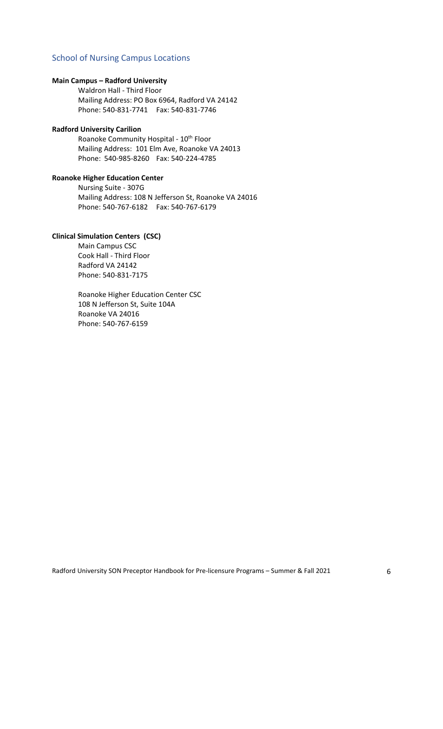## School of Nursing Campus Locations

**Main Campus – Radford University**

Waldron Hall - Third Floor
Mailing Address: PO Box 6964, Radford VA 24142
Phone: 540-831-7741 Fax: 540-831-7746

**Radford University Carilion**

Roanoke Community Hospital - 10th Floor
Mailing Address: 101 Elm Ave, Roanoke VA 24013
Phone: 540-985-8260 Fax: 540-224-4785

**Roanoke Higher Education Center**

Nursing Suite - 307G
Mailing Address: 108 N Jefferson St, Roanoke VA 24016
Phone: 540-767-6182 Fax: 540-767-6179

**Clinical Simulation Centers (CSC)**

Main Campus CSC
Cook Hall - Third Floor
Radford VA 24142
Phone: 540-831-7175

Roanoke Higher Education Center CSC
108 N Jefferson St, Suite 104A
Roanoke VA 24016
Phone: 540-767-6159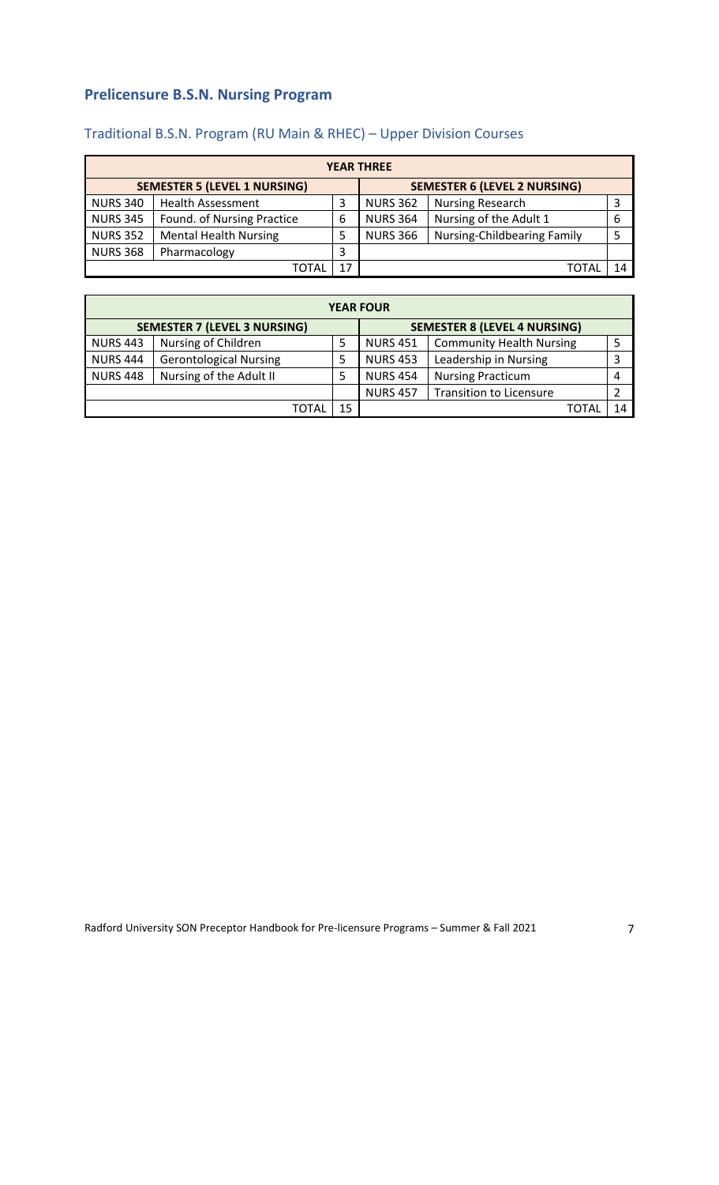## Prelicensure B.S.N. Nursing Program

### Traditional B.S.N. Program (RU Main & RHEC) – Upper Division Courses

| YEAR THREE | | | | | |
|---|---|---|---|---|---|
| **SEMESTER 5 (LEVEL 1 NURSING)** | | | **SEMESTER 6 (LEVEL 2 NURSING)** | | |
| NURS 340 | Health Assessment | 3 | NURS 362 | Nursing Research | 3 |
| NURS 345 | Found. of Nursing Practice | 6 | NURS 364 | Nursing of the Adult 1 | 6 |
| NURS 352 | Mental Health Nursing | 5 | NURS 366 | Nursing-Childbearing Family | 5 |
| NURS 368 | Pharmacology | 3 | | | |
| | TOTAL | 17 | | TOTAL | 14 |

| YEAR FOUR | | | | | |
|---|---|---|---|---|---|
| **SEMESTER 7 (LEVEL 3 NURSING)** | | | **SEMESTER 8 (LEVEL 4 NURSING)** | | |
| NURS 443 | Nursing of Children | 5 | NURS 451 | Community Health Nursing | 5 |
| NURS 444 | Gerontological Nursing | 5 | NURS 453 | Leadership in Nursing | 3 |
| NURS 448 | Nursing of the Adult II | 5 | NURS 454 | Nursing Practicum | 4 |
| | | | NURS 457 | Transition to Licensure | 2 |
| | TOTAL | 15 | | TOTAL | 14 |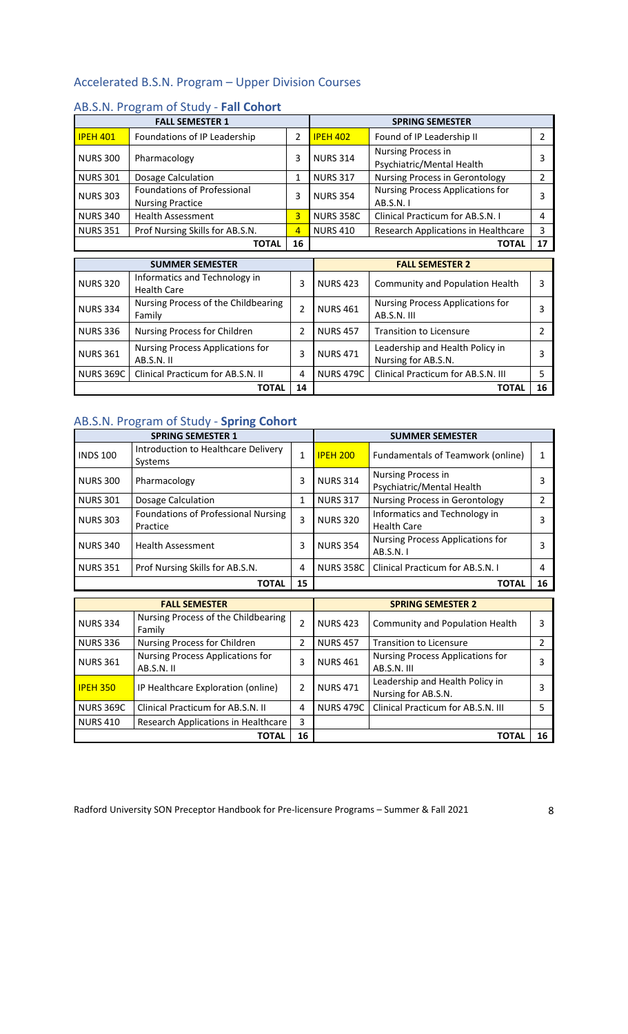## Accelerated B.S.N. Program – Upper Division Courses

### AB.S.N. Program of Study - **Fall Cohort**

| FALL SEMESTER 1 | | | SPRING SEMESTER | | |
|---|---|---|---|---|---|
| IPEH 401 | Foundations of IP Leadership | 2 | IPEH 402 | Found of IP Leadership II | 2 |
| NURS 300 | Pharmacology | 3 | NURS 314 | Nursing Process in Psychiatric/Mental Health | 3 |
| NURS 301 | Dosage Calculation | 1 | NURS 317 | Nursing Process in Gerontology | 2 |
| NURS 303 | Foundations of Professional Nursing Practice | 3 | NURS 354 | Nursing Process Applications for AB.S.N. I | 3 |
| NURS 340 | Health Assessment | 3 | NURS 358C | Clinical Practicum for AB.S.N. I | 4 |
| NURS 351 | Prof Nursing Skills for AB.S.N. | 4 | NURS 410 | Research Applications in Healthcare | 3 |
| | **TOTAL** | **16** | | **TOTAL** | **17** |

| SUMMER SEMESTER | | | FALL SEMESTER 2 | | |
|---|---|---|---|---|---|
| NURS 320 | Informatics and Technology in Health Care | 3 | NURS 423 | Community and Population Health | 3 |
| NURS 334 | Nursing Process of the Childbearing Family | 2 | NURS 461 | Nursing Process Applications for AB.S.N. III | 3 |
| NURS 336 | Nursing Process for Children | 2 | NURS 457 | Transition to Licensure | 2 |
| NURS 361 | Nursing Process Applications for AB.S.N. II | 3 | NURS 471 | Leadership and Health Policy in Nursing for AB.S.N. | 3 |
| NURS 369C | Clinical Practicum for AB.S.N. II | 4 | NURS 479C | Clinical Practicum for AB.S.N. III | 5 |
| | **TOTAL** | **14** | | **TOTAL** | **16** |

### AB.S.N. Program of Study - **Spring Cohort**

| SPRING SEMESTER 1 | | | SUMMER SEMESTER | | |
|---|---|---|---|---|---|
| INDS 100 | Introduction to Healthcare Delivery Systems | 1 | IPEH 200 | Fundamentals of Teamwork (online) | 1 |
| NURS 300 | Pharmacology | 3 | NURS 314 | Nursing Process in Psychiatric/Mental Health | 3 |
| NURS 301 | Dosage Calculation | 1 | NURS 317 | Nursing Process in Gerontology | 2 |
| NURS 303 | Foundations of Professional Nursing Practice | 3 | NURS 320 | Informatics and Technology in Health Care | 3 |
| NURS 340 | Health Assessment | 3 | NURS 354 | Nursing Process Applications for AB.S.N. I | 3 |
| NURS 351 | Prof Nursing Skills for AB.S.N. | 4 | NURS 358C | Clinical Practicum for AB.S.N. I | 4 |
| | **TOTAL** | **15** | | **TOTAL** | **16** |

| FALL SEMESTER | | | SPRING SEMESTER 2 | | |
|---|---|---|---|---|---|
| NURS 334 | Nursing Process of the Childbearing Family | 2 | NURS 423 | Community and Population Health | 3 |
| NURS 336 | Nursing Process for Children | 2 | NURS 457 | Transition to Licensure | 2 |
| NURS 361 | Nursing Process Applications for AB.S.N. II | 3 | NURS 461 | Nursing Process Applications for AB.S.N. III | 3 |
| IPEH 350 | IP Healthcare Exploration (online) | 2 | NURS 471 | Leadership and Health Policy in Nursing for AB.S.N. | 3 |
| NURS 369C | Clinical Practicum for AB.S.N. II | 4 | NURS 479C | Clinical Practicum for AB.S.N. III | 5 |
| NURS 410 | Research Applications in Healthcare | 3 | | | |
| | **TOTAL** | **16** | | **TOTAL** | **16** |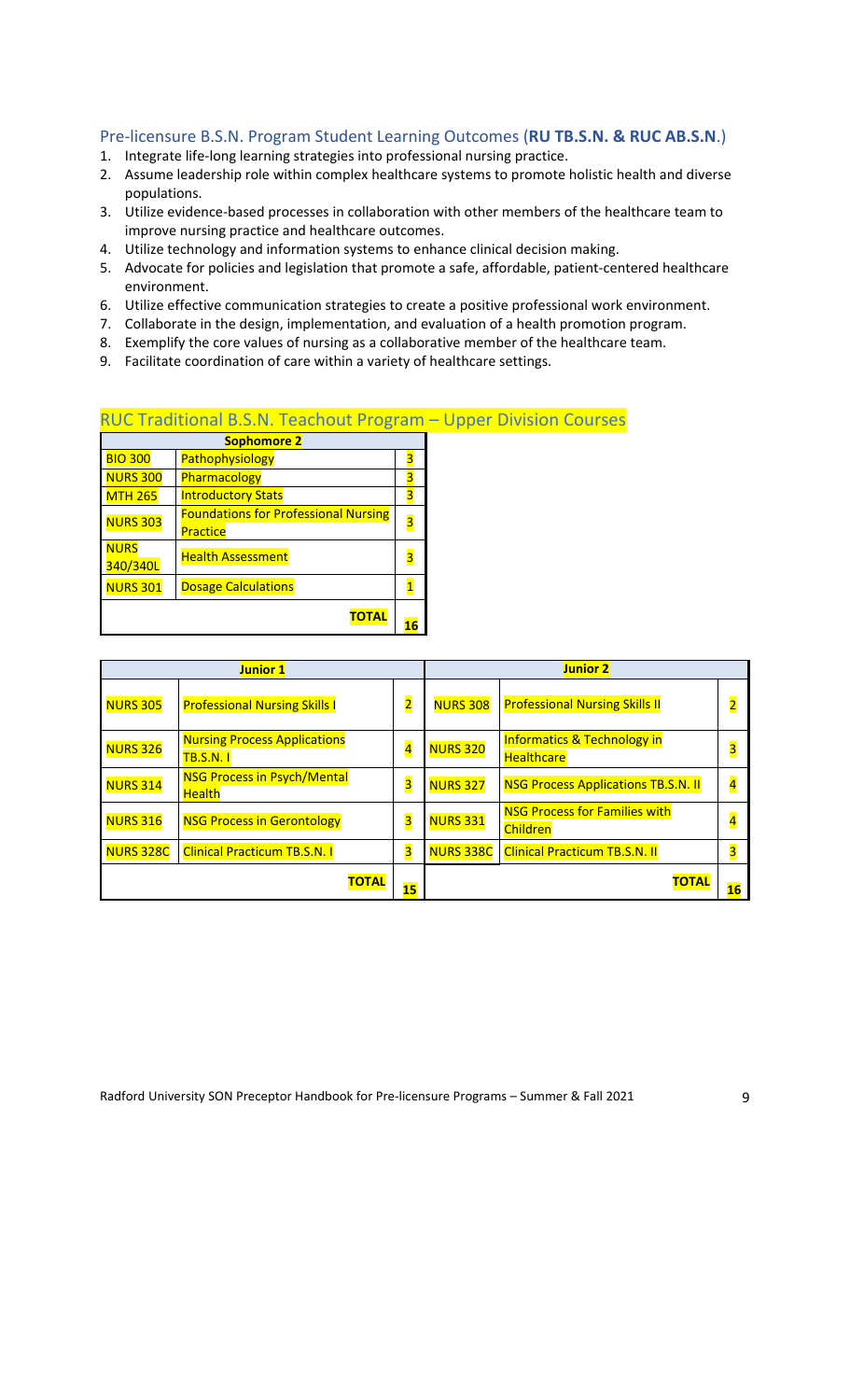## Pre-licensure B.S.N. Program Student Learning Outcomes (**RU TB.S.N. & RUC AB.S.N**.)

1. Integrate life-long learning strategies into professional nursing practice.
2. Assume leadership role within complex healthcare systems to promote holistic health and diverse populations.
3. Utilize evidence-based processes in collaboration with other members of the healthcare team to improve nursing practice and healthcare outcomes.
4. Utilize technology and information systems to enhance clinical decision making.
5. Advocate for policies and legislation that promote a safe, affordable, patient-centered healthcare environment.
6. Utilize effective communication strategies to create a positive professional work environment.
7. Collaborate in the design, implementation, and evaluation of a health promotion program.
8. Exemplify the core values of nursing as a collaborative member of the healthcare team.
9. Facilitate coordination of care within a variety of healthcare settings.

## RUC Traditional B.S.N. Teachout Program – Upper Division Courses

| **Sophomore 2** | | |
|---|---|---|
| BIO 300 | Pathophysiology | 3 |
| NURS 300 | Pharmacology | 3 |
| MTH 265 | Introductory Stats | 3 |
| NURS 303 | Foundations for Professional Nursing Practice | 3 |
| NURS 340/340L | Health Assessment | 3 |
| NURS 301 | Dosage Calculations | 1 |
| | **TOTAL** | **16** |

| **Junior 1** | | | **Junior 2** | | |
|---|---|---|---|---|---|
| NURS 305 | Professional Nursing Skills I | 2 | NURS 308 | Professional Nursing Skills II | 2 |
| NURS 326 | Nursing Process Applications TB.S.N. I | 4 | NURS 320 | Informatics & Technology in Healthcare | 3 |
| NURS 314 | NSG Process in Psych/Mental Health | 3 | NURS 327 | NSG Process Applications TB.S.N. II | 4 |
| NURS 316 | NSG Process in Gerontology | 3 | NURS 331 | NSG Process for Families with Children | 4 |
| NURS 328C | Clinical Practicum TB.S.N. I | 3 | NURS 338C | Clinical Practicum TB.S.N. II | 3 |
| | **TOTAL** | **15** | | **TOTAL** | **16** |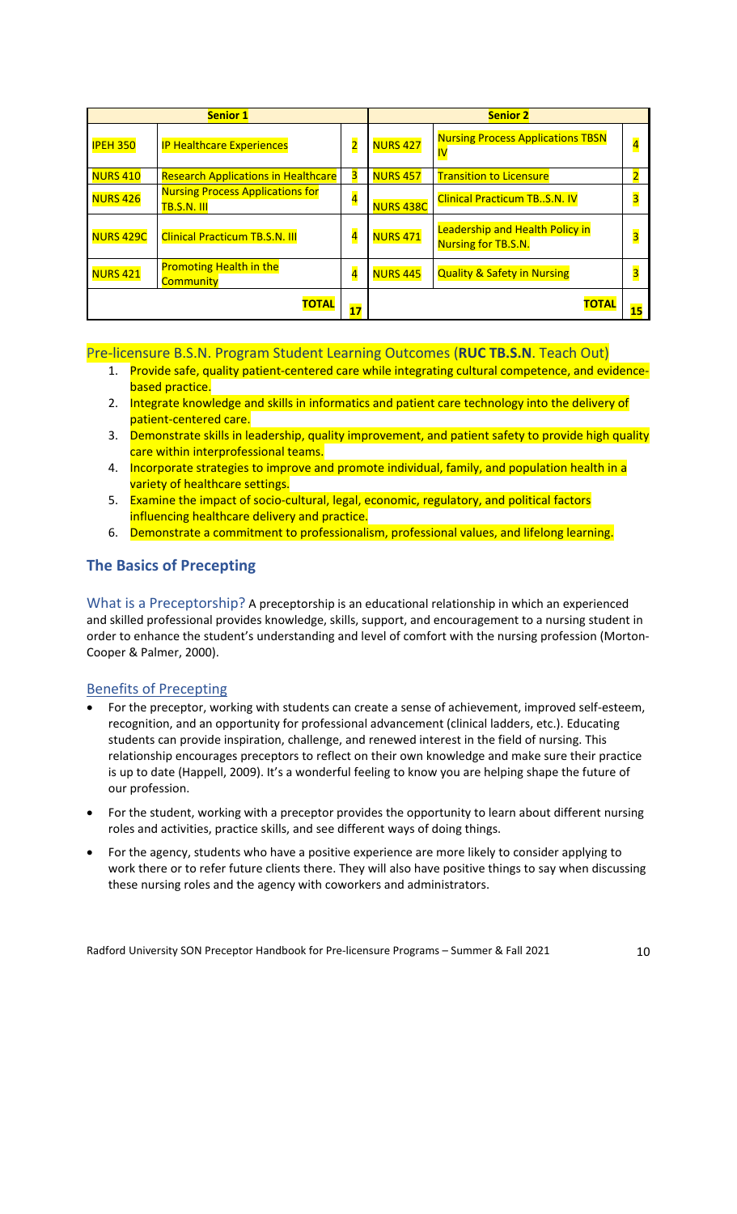| Senior 1 | | | Senior 2 | | |
|---|---|---|---|---|---|
| IPEH 350 | IP Healthcare Experiences | 2 | NURS 427 | Nursing Process Applications TBSN IV | 4 |
| NURS 410 | Research Applications in Healthcare | 3 | NURS 457 | Transition to Licensure | 2 |
| NURS 426 | Nursing Process Applications for TB.S.N. III | 4 | NURS 438C | Clinical Practicum TB..S.N. IV | 3 |
| NURS 429C | Clinical Practicum TB.S.N. III | 4 | NURS 471 | Leadership and Health Policy in Nursing for TB.S.N. | 3 |
| NURS 421 | Promoting Health in the Community | 4 | NURS 445 | Quality & Safety in Nursing | 3 |
| | **TOTAL** | **17** | | **TOTAL** | **15** |

### Pre-licensure B.S.N. Program Student Learning Outcomes (**RUC TB.S.N**. Teach Out)

1. Provide safe, quality patient-centered care while integrating cultural competence, and evidence-based practice.
2. Integrate knowledge and skills in informatics and patient care technology into the delivery of patient-centered care.
3. Demonstrate skills in leadership, quality improvement, and patient safety to provide high quality care within interprofessional teams.
4. Incorporate strategies to improve and promote individual, family, and population health in a variety of healthcare settings.
5. Examine the impact of socio-cultural, legal, economic, regulatory, and political factors influencing healthcare delivery and practice.
6. Demonstrate a commitment to professionalism, professional values, and lifelong learning.

## The Basics of Precepting

What is a Preceptorship? A preceptorship is an educational relationship in which an experienced and skilled professional provides knowledge, skills, support, and encouragement to a nursing student in order to enhance the student's understanding and level of comfort with the nursing profession (Morton-Cooper & Palmer, 2000).

### Benefits of Precepting

- For the preceptor, working with students can create a sense of achievement, improved self-esteem, recognition, and an opportunity for professional advancement (clinical ladders, etc.). Educating students can provide inspiration, challenge, and renewed interest in the field of nursing. This relationship encourages preceptors to reflect on their own knowledge and make sure their practice is up to date (Happell, 2009). It's a wonderful feeling to know you are helping shape the future of our profession.
- For the student, working with a preceptor provides the opportunity to learn about different nursing roles and activities, practice skills, and see different ways of doing things.
- For the agency, students who have a positive experience are more likely to consider applying to work there or to refer future clients there. They will also have positive things to say when discussing these nursing roles and the agency with coworkers and administrators.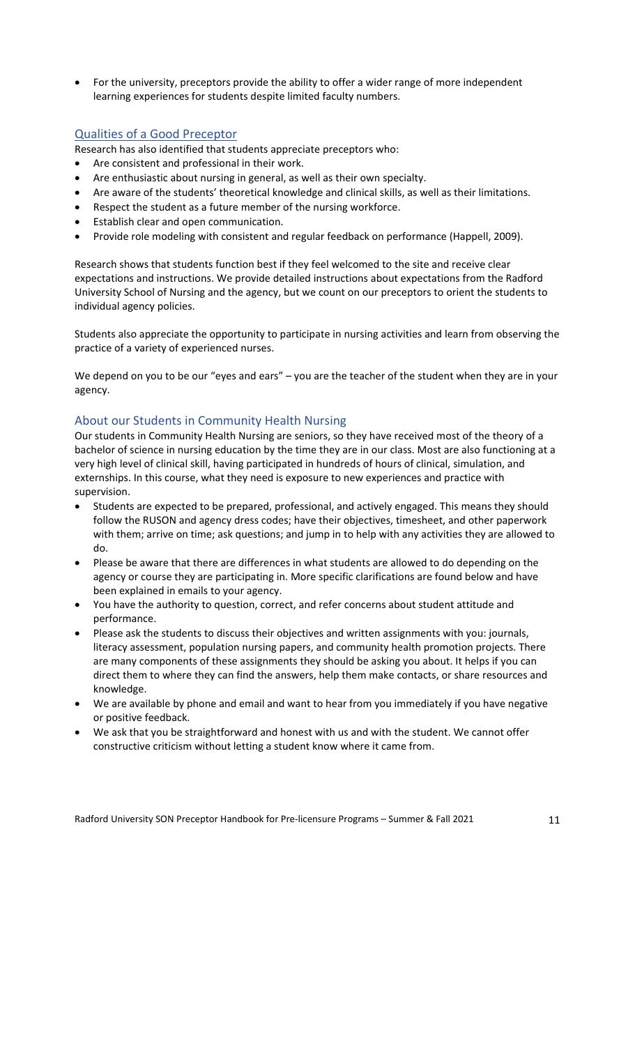- For the university, preceptors provide the ability to offer a wider range of more independent learning experiences for students despite limited faculty numbers.

## Qualities of a Good Preceptor

Research has also identified that students appreciate preceptors who:

- Are consistent and professional in their work.
- Are enthusiastic about nursing in general, as well as their own specialty.
- Are aware of the students' theoretical knowledge and clinical skills, as well as their limitations.
- Respect the student as a future member of the nursing workforce.
- Establish clear and open communication.
- Provide role modeling with consistent and regular feedback on performance (Happell, 2009).

Research shows that students function best if they feel welcomed to the site and receive clear expectations and instructions. We provide detailed instructions about expectations from the Radford University School of Nursing and the agency, but we count on our preceptors to orient the students to individual agency policies.

Students also appreciate the opportunity to participate in nursing activities and learn from observing the practice of a variety of experienced nurses.

We depend on you to be our "eyes and ears" – you are the teacher of the student when they are in your agency.

## About our Students in Community Health Nursing

Our students in Community Health Nursing are seniors, so they have received most of the theory of a bachelor of science in nursing education by the time they are in our class. Most are also functioning at a very high level of clinical skill, having participated in hundreds of hours of clinical, simulation, and externships. In this course, what they need is exposure to new experiences and practice with supervision.

- Students are expected to be prepared, professional, and actively engaged. This means they should follow the RUSON and agency dress codes; have their objectives, timesheet, and other paperwork with them; arrive on time; ask questions; and jump in to help with any activities they are allowed to do.
- Please be aware that there are differences in what students are allowed to do depending on the agency or course they are participating in. More specific clarifications are found below and have been explained in emails to your agency.
- You have the authority to question, correct, and refer concerns about student attitude and performance.
- Please ask the students to discuss their objectives and written assignments with you: journals, literacy assessment, population nursing papers, and community health promotion projects. There are many components of these assignments they should be asking you about. It helps if you can direct them to where they can find the answers, help them make contacts, or share resources and knowledge.
- We are available by phone and email and want to hear from you immediately if you have negative or positive feedback.
- We ask that you be straightforward and honest with us and with the student. We cannot offer constructive criticism without letting a student know where it came from.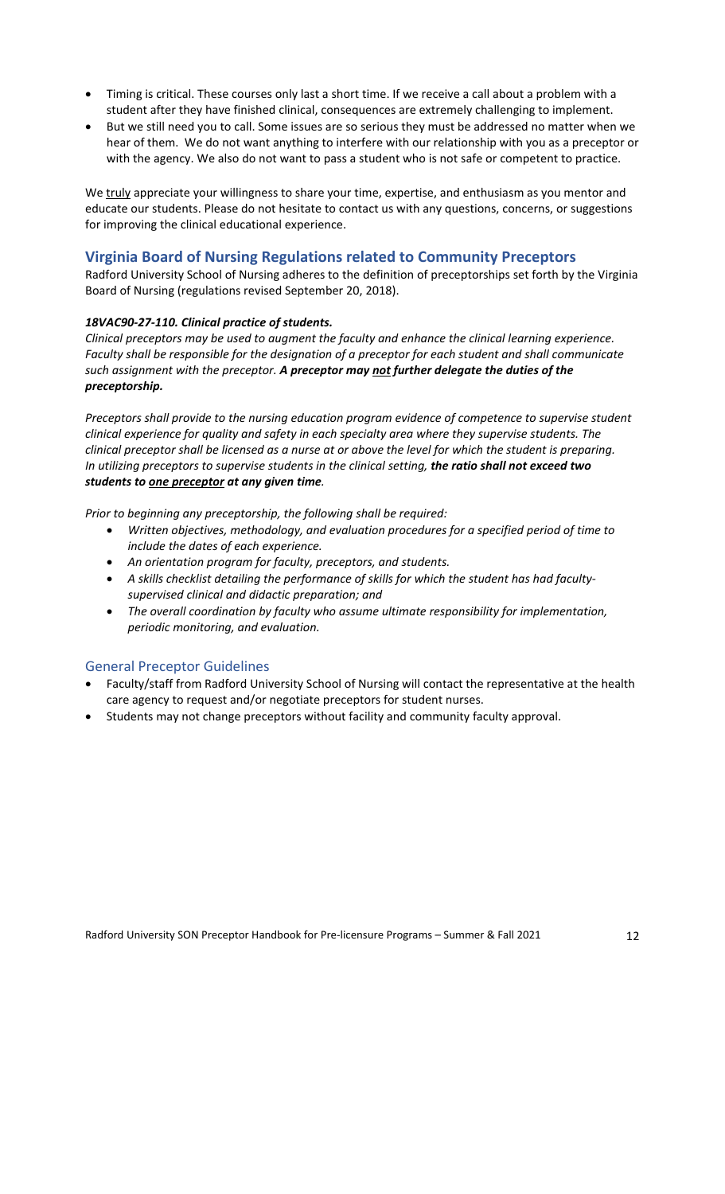- Timing is critical. These courses only last a short time. If we receive a call about a problem with a student after they have finished clinical, consequences are extremely challenging to implement.
- But we still need you to call. Some issues are so serious they must be addressed no matter when we hear of them. We do not want anything to interfere with our relationship with you as a preceptor or with the agency. We also do not want to pass a student who is not safe or competent to practice.

We <u>truly</u> appreciate your willingness to share your time, expertise, and enthusiasm as you mentor and educate our students. Please do not hesitate to contact us with any questions, concerns, or suggestions for improving the clinical educational experience.

## Virginia Board of Nursing Regulations related to Community Preceptors

Radford University School of Nursing adheres to the definition of preceptorships set forth by the Virginia Board of Nursing (regulations revised September 20, 2018).

***18VAC90-27-110. Clinical practice of students.***

*Clinical preceptors may be used to augment the faculty and enhance the clinical learning experience. Faculty shall be responsible for the designation of a preceptor for each student and shall communicate such assignment with the preceptor.* ***A preceptor may <u>not</u> further delegate the duties of the preceptorship.***

*Preceptors shall provide to the nursing education program evidence of competence to supervise student clinical experience for quality and safety in each specialty area where they supervise students. The clinical preceptor shall be licensed as a nurse at or above the level for which the student is preparing. In utilizing preceptors to supervise students in the clinical setting,* ***the ratio shall not exceed two students to <u>one preceptor</u> at any given time****.*

*Prior to beginning any preceptorship, the following shall be required:*

- *Written objectives, methodology, and evaluation procedures for a specified period of time to include the dates of each experience.*
- *An orientation program for faculty, preceptors, and students.*
- *A skills checklist detailing the performance of skills for which the student has had faculty-supervised clinical and didactic preparation; and*
- *The overall coordination by faculty who assume ultimate responsibility for implementation, periodic monitoring, and evaluation.*

### General Preceptor Guidelines

- Faculty/staff from Radford University School of Nursing will contact the representative at the health care agency to request and/or negotiate preceptors for student nurses.
- Students may not change preceptors without facility and community faculty approval.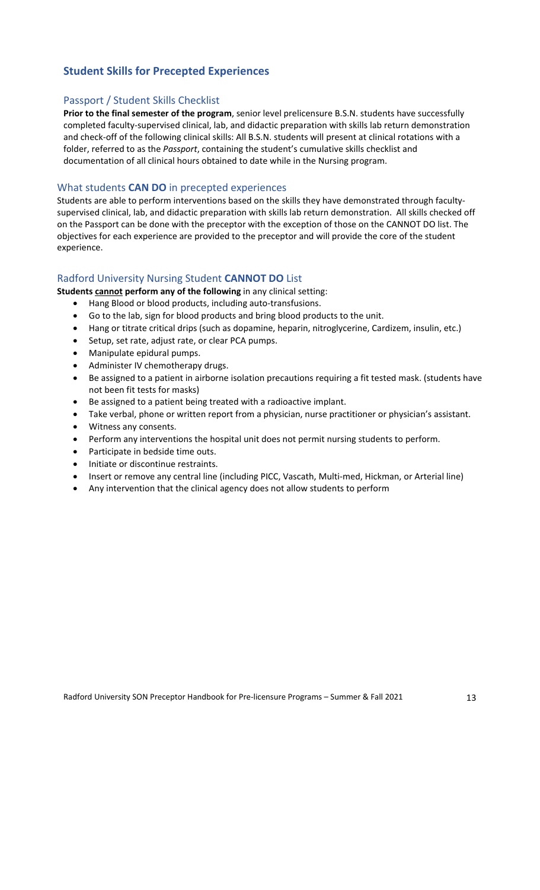## Student Skills for Precepted Experiences

### Passport / Student Skills Checklist

**Prior to the final semester of the program**, senior level prelicensure B.S.N. students have successfully completed faculty-supervised clinical, lab, and didactic preparation with skills lab return demonstration and check-off of the following clinical skills: All B.S.N. students will present at clinical rotations with a folder, referred to as the *Passport*, containing the student's cumulative skills checklist and documentation of all clinical hours obtained to date while in the Nursing program.

### What students **CAN DO** in precepted experiences

Students are able to perform interventions based on the skills they have demonstrated through faculty-supervised clinical, lab, and didactic preparation with skills lab return demonstration. All skills checked off on the Passport can be done with the preceptor with the exception of those on the CANNOT DO list. The objectives for each experience are provided to the preceptor and will provide the core of the student experience.

### Radford University Nursing Student **CANNOT DO** List

**Students <u>cannot</u> perform any of the following** in any clinical setting:

- Hang Blood or blood products, including auto-transfusions.
- Go to the lab, sign for blood products and bring blood products to the unit.
- Hang or titrate critical drips (such as dopamine, heparin, nitroglycerine, Cardizem, insulin, etc.)
- Setup, set rate, adjust rate, or clear PCA pumps.
- Manipulate epidural pumps.
- Administer IV chemotherapy drugs.
- Be assigned to a patient in airborne isolation precautions requiring a fit tested mask. (students have not been fit tests for masks)
- Be assigned to a patient being treated with a radioactive implant.
- Take verbal, phone or written report from a physician, nurse practitioner or physician's assistant.
- Witness any consents.
- Perform any interventions the hospital unit does not permit nursing students to perform.
- Participate in bedside time outs.
- Initiate or discontinue restraints.
- Insert or remove any central line (including PICC, Vascath, Multi-med, Hickman, or Arterial line)
- Any intervention that the clinical agency does not allow students to perform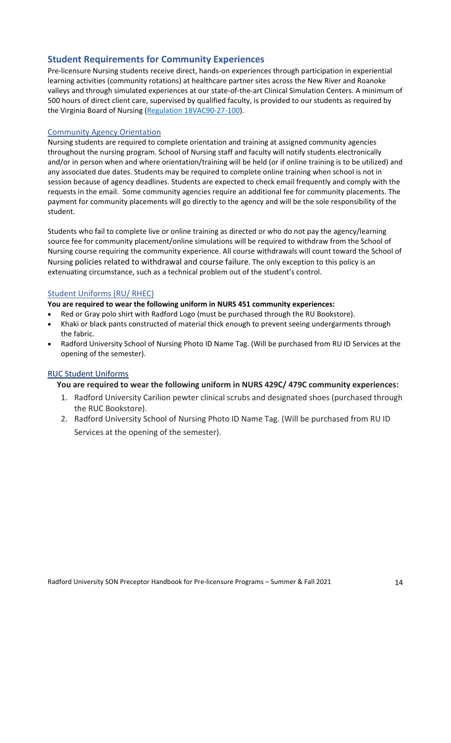## Student Requirements for Community Experiences

Pre-licensure Nursing students receive direct, hands-on experiences through participation in experiential learning activities (community rotations) at healthcare partner sites across the New River and Roanoke valleys and through simulated experiences at our state-of-the-art Clinical Simulation Centers. A minimum of 500 hours of direct client care, supervised by qualified faculty, is provided to our students as required by the Virginia Board of Nursing (Regulation 18VAC90-27-100).

### Community Agency Orientation

Nursing students are required to complete orientation and training at assigned community agencies throughout the nursing program. School of Nursing staff and faculty will notify students electronically and/or in person when and where orientation/training will be held (or if online training is to be utilized) and any associated due dates. Students may be required to complete online training when school is not in session because of agency deadlines. Students are expected to check email frequently and comply with the requests in the email. Some community agencies require an additional fee for community placements. The payment for community placements will go directly to the agency and will be the sole responsibility of the student.

Students who fail to complete live or online training as directed or who do not pay the agency/learning source fee for community placement/online simulations will be required to withdraw from the School of Nursing course requiring the community experience. All course withdrawals will count toward the School of Nursing policies related to withdrawal and course failure. The only exception to this policy is an extenuating circumstance, such as a technical problem out of the student's control.

### Student Uniforms (RU/ RHEC)

**You are required to wear the following uniform in NURS 451 community experiences:**

- Red or Gray polo shirt with Radford Logo (must be purchased through the RU Bookstore).
- Khaki or black pants constructed of material thick enough to prevent seeing undergarments through the fabric.
- Radford University School of Nursing Photo ID Name Tag. (Will be purchased from RU ID Services at the opening of the semester).

### RUC Student Uniforms

**You are required to wear the following uniform in NURS 429C/ 479C community experiences:**

1. Radford University Carilion pewter clinical scrubs and designated shoes (purchased through the RUC Bookstore).
2. Radford University School of Nursing Photo ID Name Tag. (Will be purchased from RU ID Services at the opening of the semester).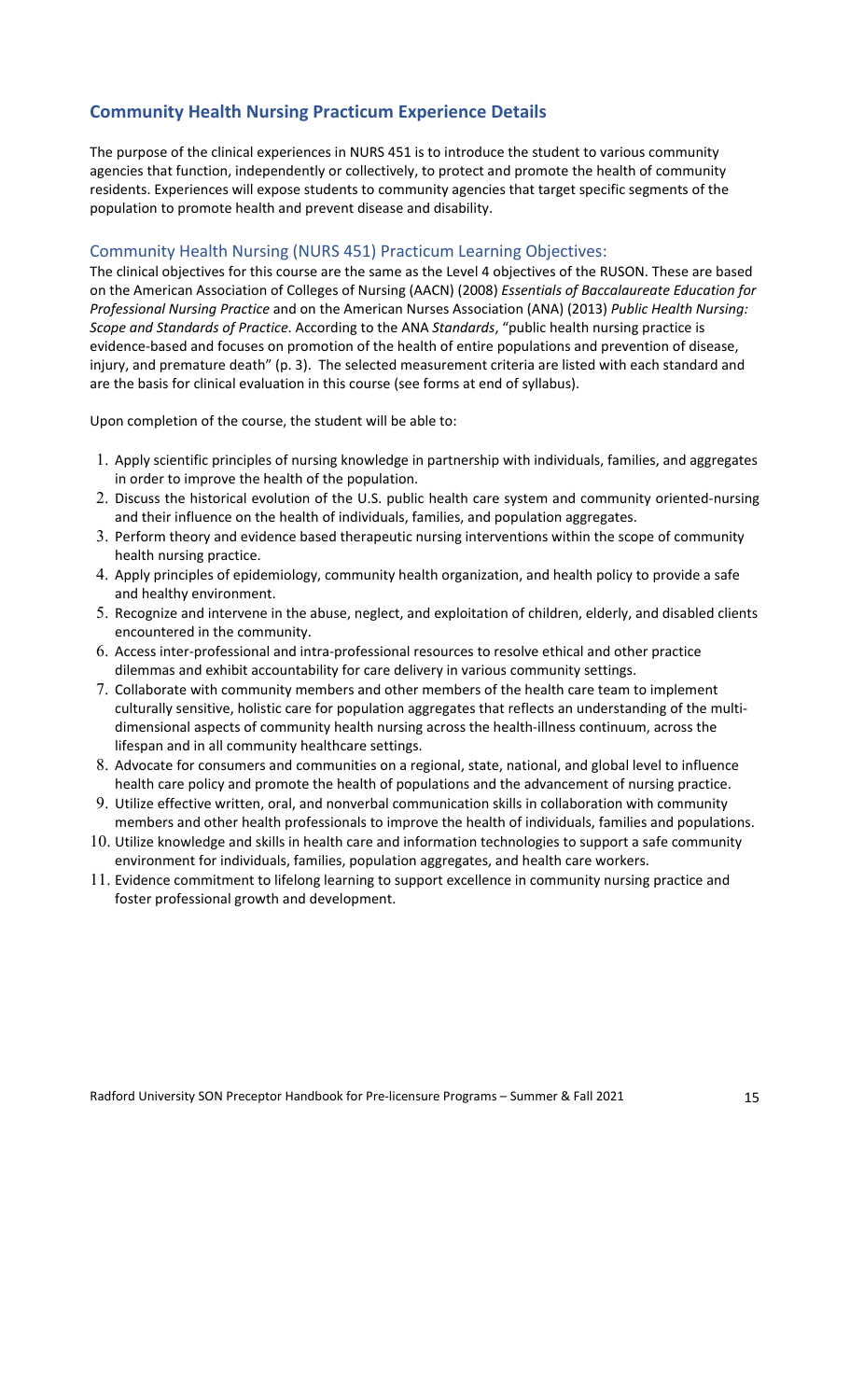## Community Health Nursing Practicum Experience Details

The purpose of the clinical experiences in NURS 451 is to introduce the student to various community agencies that function, independently or collectively, to protect and promote the health of community residents. Experiences will expose students to community agencies that target specific segments of the population to promote health and prevent disease and disability.

### Community Health Nursing (NURS 451) Practicum Learning Objectives:

The clinical objectives for this course are the same as the Level 4 objectives of the RUSON. These are based on the American Association of Colleges of Nursing (AACN) (2008) *Essentials of Baccalaureate Education for Professional Nursing Practice* and on the American Nurses Association (ANA) (2013) *Public Health Nursing: Scope and Standards of Practice*. According to the ANA *Standards*, "public health nursing practice is evidence-based and focuses on promotion of the health of entire populations and prevention of disease, injury, and premature death" (p. 3). The selected measurement criteria are listed with each standard and are the basis for clinical evaluation in this course (see forms at end of syllabus).

Upon completion of the course, the student will be able to:

1. Apply scientific principles of nursing knowledge in partnership with individuals, families, and aggregates in order to improve the health of the population.
2. Discuss the historical evolution of the U.S. public health care system and community oriented-nursing and their influence on the health of individuals, families, and population aggregates.
3. Perform theory and evidence based therapeutic nursing interventions within the scope of community health nursing practice.
4. Apply principles of epidemiology, community health organization, and health policy to provide a safe and healthy environment.
5. Recognize and intervene in the abuse, neglect, and exploitation of children, elderly, and disabled clients encountered in the community.
6. Access inter-professional and intra-professional resources to resolve ethical and other practice dilemmas and exhibit accountability for care delivery in various community settings.
7. Collaborate with community members and other members of the health care team to implement culturally sensitive, holistic care for population aggregates that reflects an understanding of the multi-dimensional aspects of community health nursing across the health-illness continuum, across the lifespan and in all community healthcare settings.
8. Advocate for consumers and communities on a regional, state, national, and global level to influence health care policy and promote the health of populations and the advancement of nursing practice.
9. Utilize effective written, oral, and nonverbal communication skills in collaboration with community members and other health professionals to improve the health of individuals, families and populations.
10. Utilize knowledge and skills in health care and information technologies to support a safe community environment for individuals, families, population aggregates, and health care workers.
11. Evidence commitment to lifelong learning to support excellence in community nursing practice and foster professional growth and development.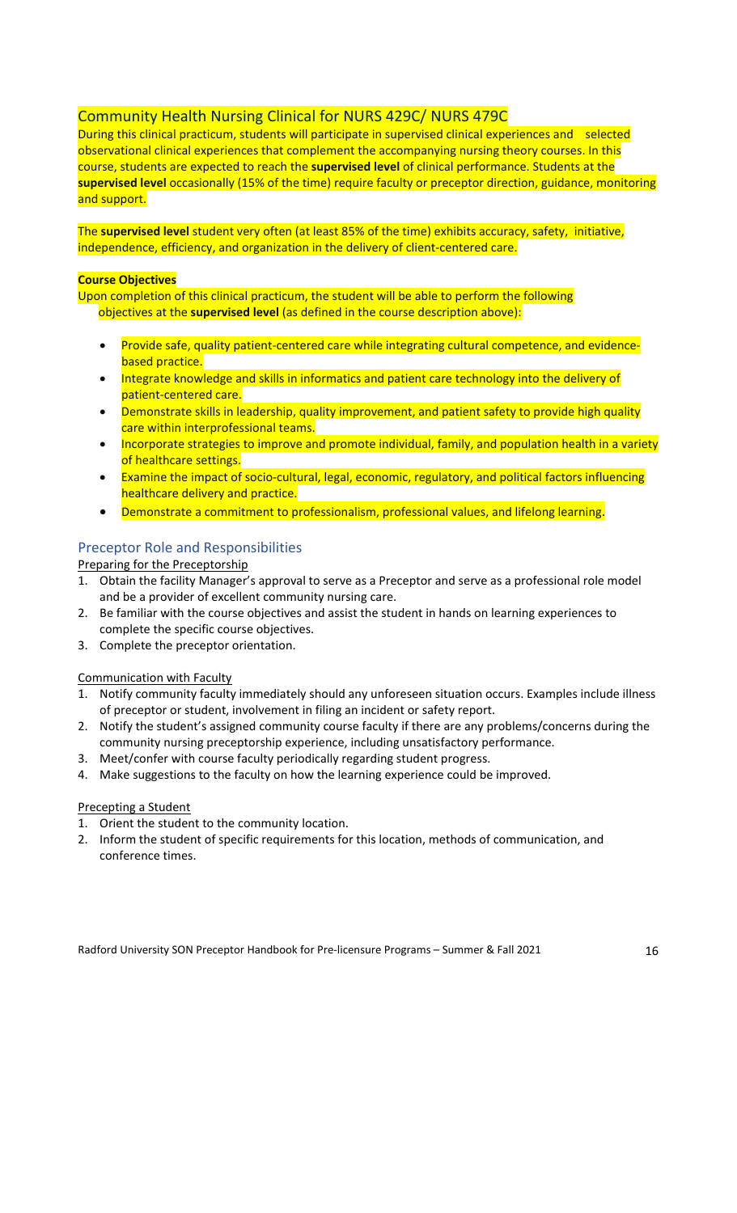## Community Health Nursing Clinical for NURS 429C/ NURS 479C

During this clinical practicum, students will participate in supervised clinical experiences and selected observational clinical experiences that complement the accompanying nursing theory courses. In this course, students are expected to reach the **supervised level** of clinical performance. Students at the **supervised level** occasionally (15% of the time) require faculty or preceptor direction, guidance, monitoring and support.

The **supervised level** student very often (at least 85% of the time) exhibits accuracy, safety, initiative, independence, efficiency, and organization in the delivery of client-centered care.

**Course Objectives**

Upon completion of this clinical practicum, the student will be able to perform the following objectives at the **supervised level** (as defined in the course description above):

- Provide safe, quality patient-centered care while integrating cultural competence, and evidence-based practice.
- Integrate knowledge and skills in informatics and patient care technology into the delivery of patient-centered care.
- Demonstrate skills in leadership, quality improvement, and patient safety to provide high quality care within interprofessional teams.
- Incorporate strategies to improve and promote individual, family, and population health in a variety of healthcare settings.
- Examine the impact of socio-cultural, legal, economic, regulatory, and political factors influencing healthcare delivery and practice.
- Demonstrate a commitment to professionalism, professional values, and lifelong learning.

## Preceptor Role and Responsibilities

Preparing for the Preceptorship

1. Obtain the facility Manager's approval to serve as a Preceptor and serve as a professional role model and be a provider of excellent community nursing care.
2. Be familiar with the course objectives and assist the student in hands on learning experiences to complete the specific course objectives.
3. Complete the preceptor orientation.

Communication with Faculty

1. Notify community faculty immediately should any unforeseen situation occurs. Examples include illness of preceptor or student, involvement in filing an incident or safety report.
2. Notify the student's assigned community course faculty if there are any problems/concerns during the community nursing preceptorship experience, including unsatisfactory performance.
3. Meet/confer with course faculty periodically regarding student progress.
4. Make suggestions to the faculty on how the learning experience could be improved.

Precepting a Student

1. Orient the student to the community location.
2. Inform the student of specific requirements for this location, methods of communication, and conference times.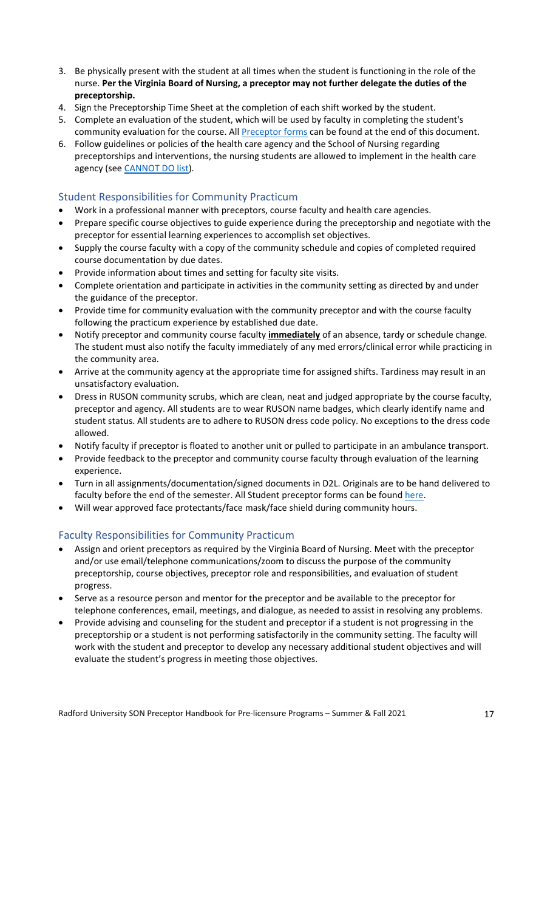3. Be physically present with the student at all times when the student is functioning in the role of the nurse. **Per the Virginia Board of Nursing, a preceptor may not further delegate the duties of the preceptorship.**
4. Sign the Preceptorship Time Sheet at the completion of each shift worked by the student.
5. Complete an evaluation of the student, which will be used by faculty in completing the student's community evaluation for the course. All [Preceptor forms] can be found at the end of this document.
6. Follow guidelines or policies of the health care agency and the School of Nursing regarding preceptorships and interventions, the nursing students are allowed to implement in the health care agency (see [CANNOT DO list]).

## Student Responsibilities for Community Practicum

- Work in a professional manner with preceptors, course faculty and health care agencies.
- Prepare specific course objectives to guide experience during the preceptorship and negotiate with the preceptor for essential learning experiences to accomplish set objectives.
- Supply the course faculty with a copy of the community schedule and copies of completed required course documentation by due dates.
- Provide information about times and setting for faculty site visits.
- Complete orientation and participate in activities in the community setting as directed by and under the guidance of the preceptor.
- Provide time for community evaluation with the community preceptor and with the course faculty following the practicum experience by established due date.
- Notify preceptor and community course faculty **immediately** of an absence, tardy or schedule change. The student must also notify the faculty immediately of any med errors/clinical error while practicing in the community area.
- Arrive at the community agency at the appropriate time for assigned shifts. Tardiness may result in an unsatisfactory evaluation.
- Dress in RUSON community scrubs, which are clean, neat and judged appropriate by the course faculty, preceptor and agency. All students are to wear RUSON name badges, which clearly identify name and student status. All students are to adhere to RUSON dress code policy. No exceptions to the dress code allowed.
- Notify faculty if preceptor is floated to another unit or pulled to participate in an ambulance transport.
- Provide feedback to the preceptor and community course faculty through evaluation of the learning experience.
- Turn in all assignments/documentation/signed documents in D2L. Originals are to be hand delivered to faculty before the end of the semester. All Student preceptor forms can be found [here].
- Will wear approved face protectants/face mask/face shield during community hours.

## Faculty Responsibilities for Community Practicum

- Assign and orient preceptors as required by the Virginia Board of Nursing. Meet with the preceptor and/or use email/telephone communications/zoom to discuss the purpose of the community preceptorship, course objectives, preceptor role and responsibilities, and evaluation of student progress.
- Serve as a resource person and mentor for the preceptor and be available to the preceptor for telephone conferences, email, meetings, and dialogue, as needed to assist in resolving any problems.
- Provide advising and counseling for the student and preceptor if a student is not progressing in the preceptorship or a student is not performing satisfactorily in the community setting. The faculty will work with the student and preceptor to develop any necessary additional student objectives and will evaluate the student's progress in meeting those objectives.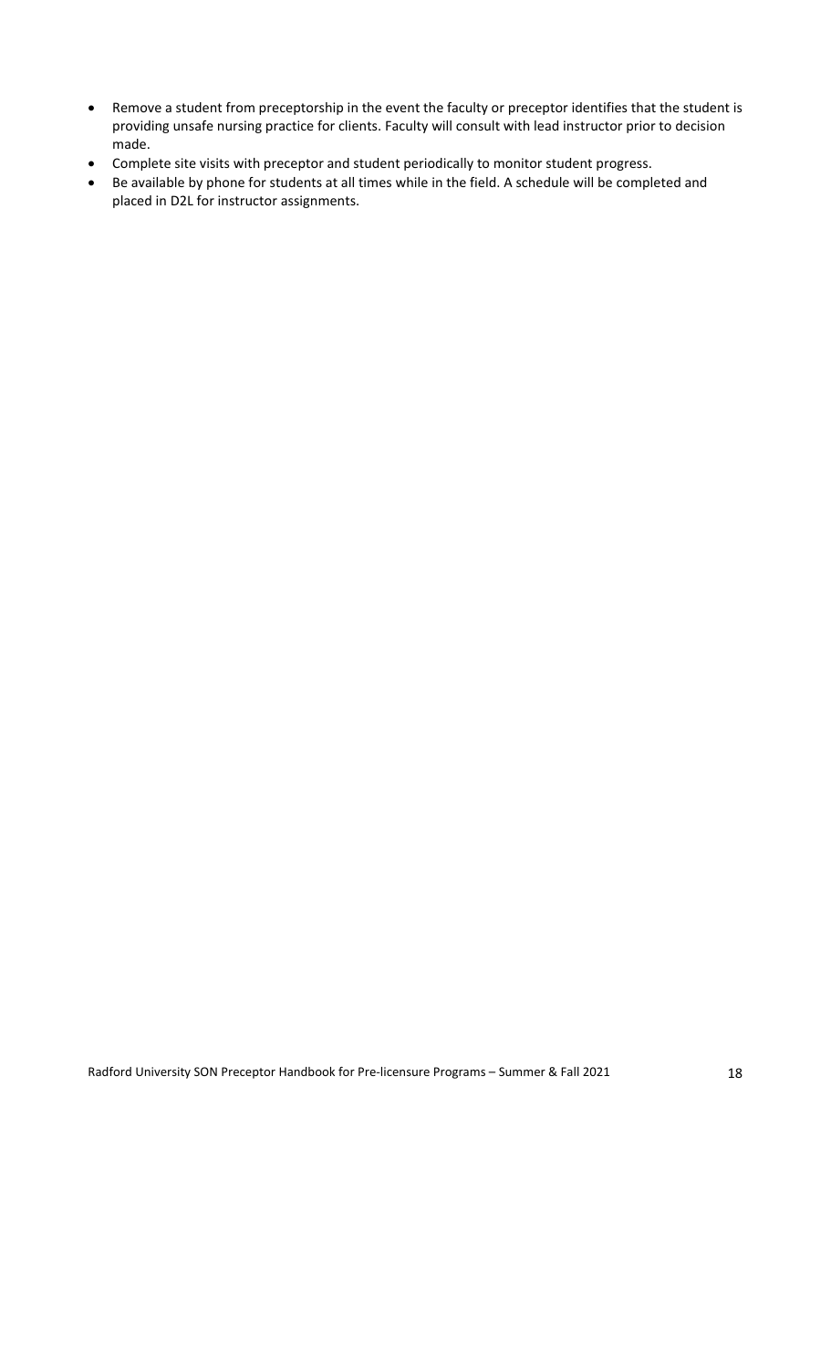- Remove a student from preceptorship in the event the faculty or preceptor identifies that the student is providing unsafe nursing practice for clients. Faculty will consult with lead instructor prior to decision made.
- Complete site visits with preceptor and student periodically to monitor student progress.
- Be available by phone for students at all times while in the field. A schedule will be completed and placed in D2L for instructor assignments.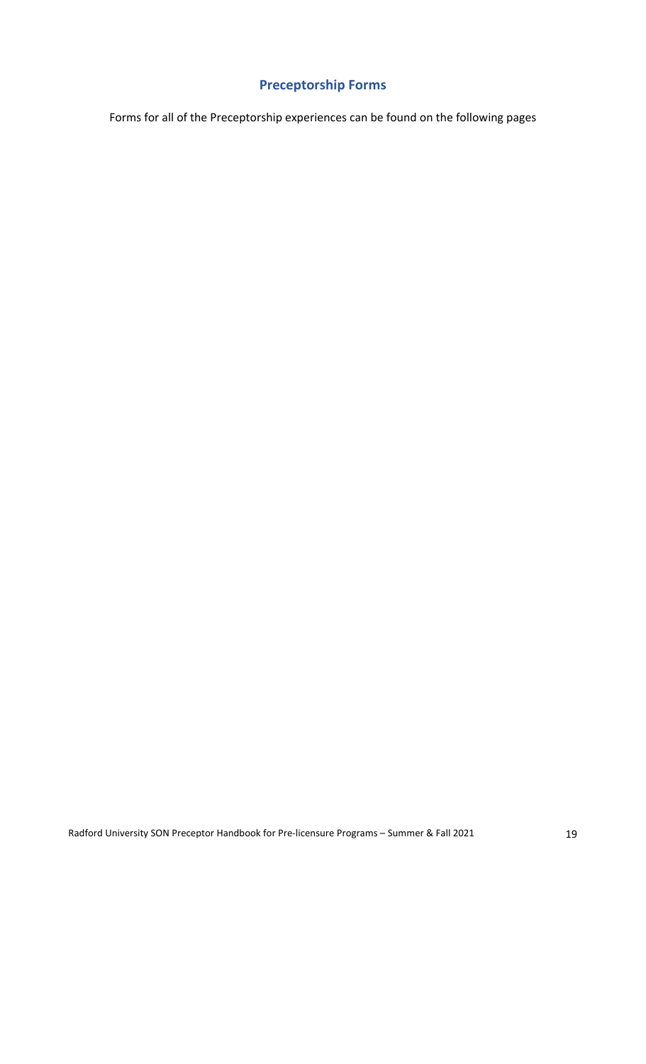## Preceptorship Forms

Forms for all of the Preceptorship experiences can be found on the following pages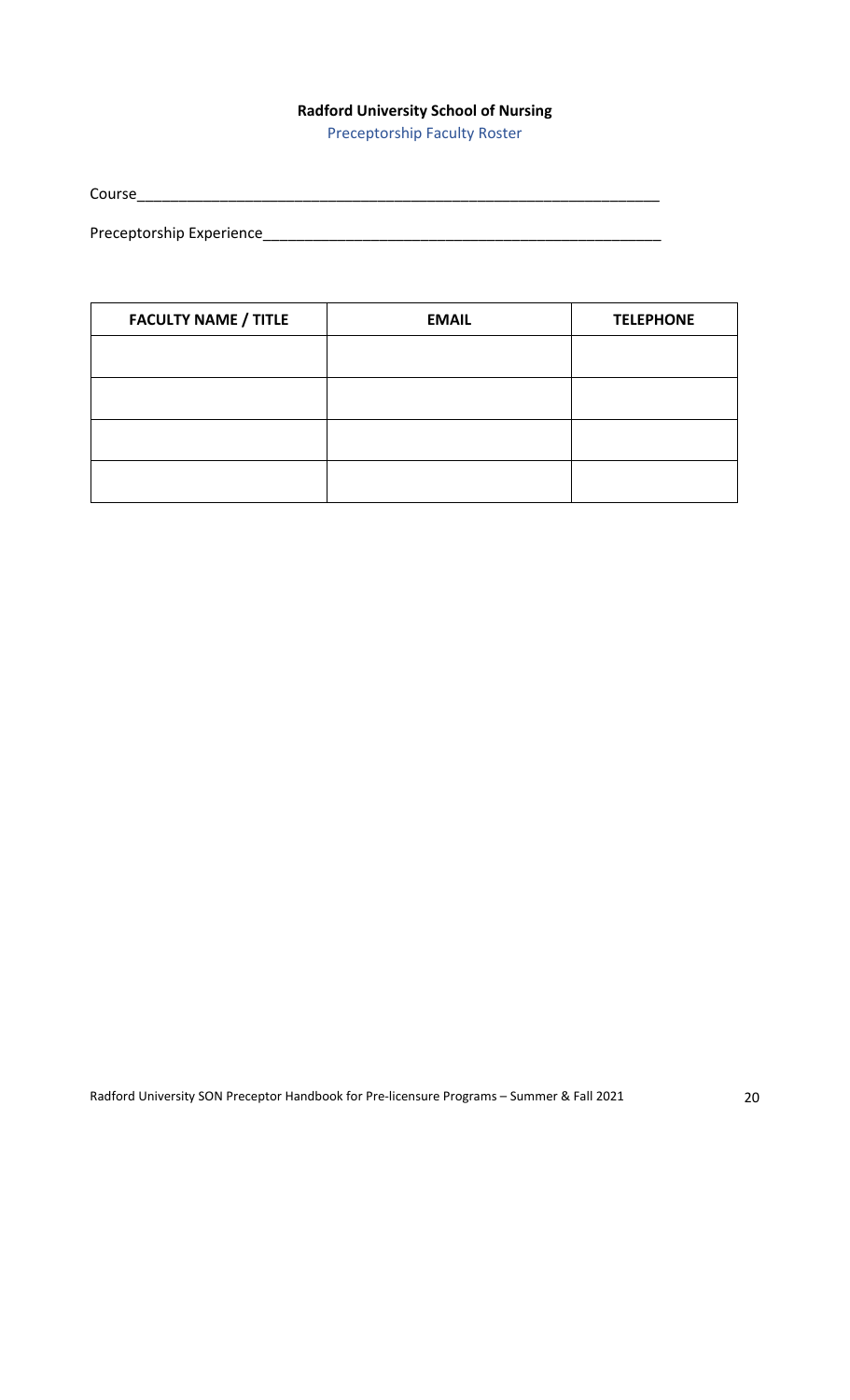**Radford University School of Nursing**

Preceptorship Faculty Roster

Course_________________________________________________________________

Preceptorship Experience_________________________________________________

| FACULTY NAME / TITLE | EMAIL | TELEPHONE |
|---|---|---|
| | | |
| | | |
| | | |
| | | |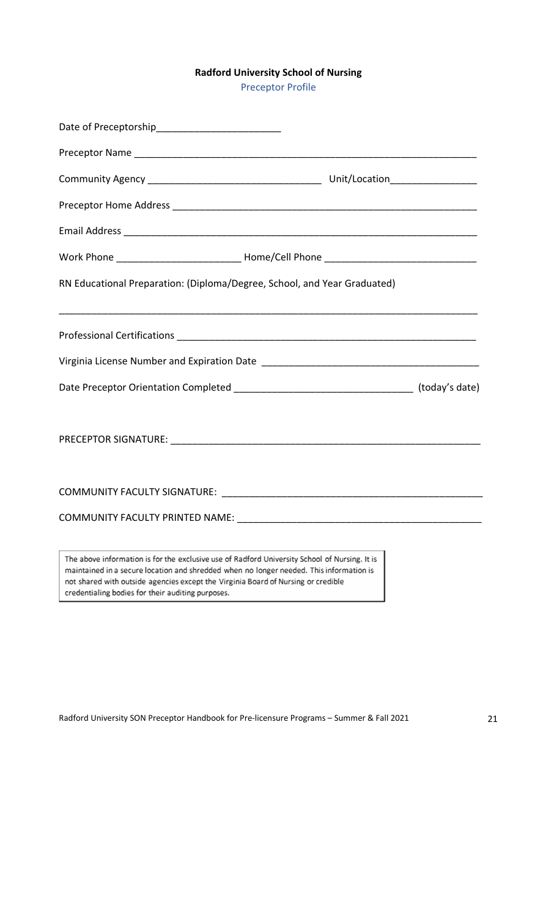**Radford University School of Nursing**

Preceptor Profile

Date of Preceptorship_______________________

Preceptor Name ________________________________________________________________

Community Agency _______________________________ Unit/Location________________

Preceptor Home Address ________________________________________________________

Email Address __________________________________________________________________

Work Phone _______________________ Home/Cell Phone ___________________________

RN Educational Preparation: (Diploma/Degree, School, and Year Graduated)

______________________________________________________________________________

Professional Certifications ________________________________________________________

Virginia License Number and Expiration Date _______________________________________

Date Preceptor Orientation Completed ________________________________ (today's date)

PRECEPTOR SIGNATURE: _________________________________________________________

COMMUNITY FACULTY SIGNATURE: _______________________________________________

COMMUNITY FACULTY PRINTED NAME: ____________________________________________

> The above information is for the exclusive use of Radford University School of Nursing. It is maintained in a secure location and shredded when no longer needed. This information is not shared with outside agencies except the Virginia Board of Nursing or credible credentialing bodies for their auditing purposes.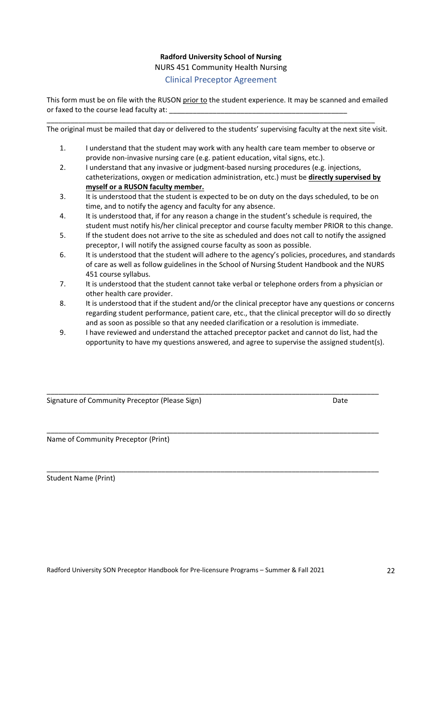**Radford University School of Nursing**

NURS 451 Community Health Nursing

## Clinical Preceptor Agreement

This form must be on file with the RUSON prior to the student experience. It may be scanned and emailed or faxed to the course lead faculty at: _______________________________________________

_______________________________________________________________________________

The original must be mailed that day or delivered to the students' supervising faculty at the next site visit.

1. I understand that the student may work with any health care team member to observe or provide non-invasive nursing care (e.g. patient education, vital signs, etc.).
2. I understand that any invasive or judgment-based nursing procedures (e.g. injections, catheterizations, oxygen or medication administration, etc.) must be **directly supervised by myself or a RUSON faculty member.**
3. It is understood that the student is expected to be on duty on the days scheduled, to be on time, and to notify the agency and faculty for any absence.
4. It is understood that, if for any reason a change in the student's schedule is required, the student must notify his/her clinical preceptor and course faculty member PRIOR to this change.
5. If the student does not arrive to the site as scheduled and does not call to notify the assigned preceptor, I will notify the assigned course faculty as soon as possible.
6. It is understood that the student will adhere to the agency's policies, procedures, and standards of care as well as follow guidelines in the School of Nursing Student Handbook and the NURS 451 course syllabus.
7. It is understood that the student cannot take verbal or telephone orders from a physician or other health care provider.
8. It is understood that if the student and/or the clinical preceptor have any questions or concerns regarding student performance, patient care, etc., that the clinical preceptor will do so directly and as soon as possible so that any needed clarification or a resolution is immediate.
9. I have reviewed and understand the attached preceptor packet and cannot do list, had the opportunity to have my questions answered, and agree to supervise the assigned student(s).

_______________________________________________________________________________

Signature of Community Preceptor (Please Sign) Date

_______________________________________________________________________________

Name of Community Preceptor (Print)

_______________________________________________________________________________

Student Name (Print)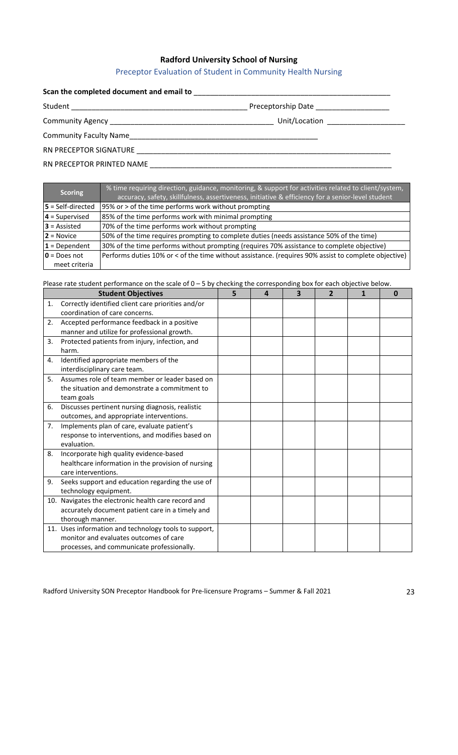## Radford University School of Nursing

### Preceptor Evaluation of Student in Community Health Nursing

**Scan the completed document and email to** ______________________________________________

Student ________________________________________ Preceptorship Date _________________

Community Agency _____________________________________ Unit/Location __________________

Community Faculty Name_____________________________________________

RN PRECEPTOR SIGNATURE ______________________________________________________________

RN PRECEPTOR PRINTED NAME ___________________________________________________________

| Scoring | % time requiring direction, guidance, monitoring, & support for activities related to client/system, accuracy, safety, skillfulness, assertiveness, initiative & efficiency for a senior-level student |
|---|---|
| **5** = Self-directed | 95% or > of the time performs work without prompting |
| **4** = Supervised | 85% of the time performs work with minimal prompting |
| **3** = Assisted | 70% of the time performs work without prompting |
| **2** = Novice | 50% of the time requires prompting to complete duties (needs assistance 50% of the time) |
| **1** = Dependent | 30% of the time performs without prompting (requires 70% assistance to complete objective) |
| **0** = Does not meet criteria | Performs duties 10% or < of the time without assistance. (requires 90% assist to complete objective) |

Please rate student performance on the scale of 0 – 5 by checking the corresponding box for each objective below.

| Student Objectives | 5 | 4 | 3 | 2 | 1 | 0 |
|---|---|---|---|---|---|---|
| 1. Correctly identified client care priorities and/or coordination of care concerns. | | | | | | |
| 2. Accepted performance feedback in a positive manner and utilize for professional growth. | | | | | | |
| 3. Protected patients from injury, infection, and harm. | | | | | | |
| 4. Identified appropriate members of the interdisciplinary care team. | | | | | | |
| 5. Assumes role of team member or leader based on the situation and demonstrate a commitment to team goals | | | | | | |
| 6. Discusses pertinent nursing diagnosis, realistic outcomes, and appropriate interventions. | | | | | | |
| 7. Implements plan of care, evaluate patient's response to interventions, and modifies based on evaluation. | | | | | | |
| 8. Incorporate high quality evidence-based healthcare information in the provision of nursing care interventions. | | | | | | |
| 9. Seeks support and education regarding the use of technology equipment. | | | | | | |
| 10. Navigates the electronic health care record and accurately document patient care in a timely and thorough manner. | | | | | | |
| 11. Uses information and technology tools to support, monitor and evaluates outcomes of care processes, and communicate professionally. | | | | | | |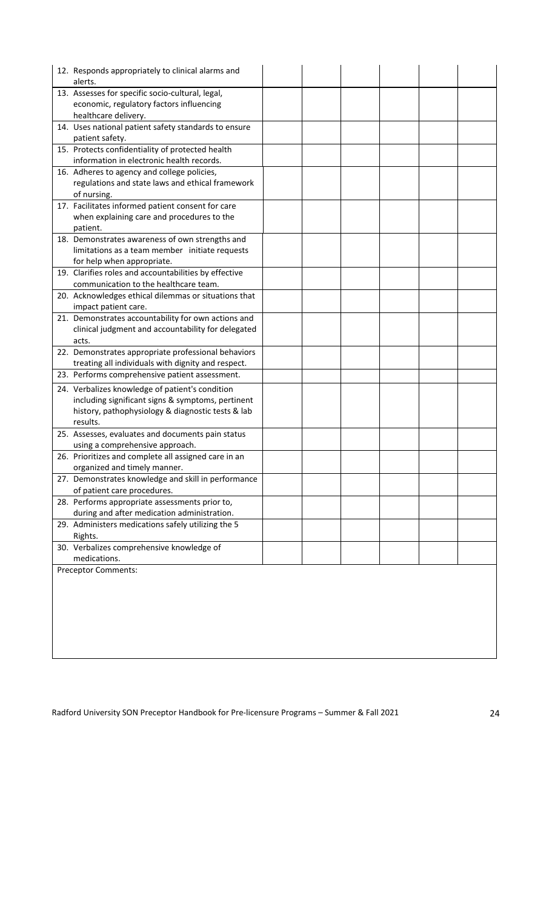| | | | | | | |
|---|---|---|---|---|---|---|
| 12. Responds appropriately to clinical alarms and alerts. | | | | | | |
| 13. Assesses for specific socio-cultural, legal, economic, regulatory factors influencing healthcare delivery. | | | | | | |
| 14. Uses national patient safety standards to ensure patient safety. | | | | | | |
| 15. Protects confidentiality of protected health information in electronic health records. | | | | | | |
| 16. Adheres to agency and college policies, regulations and state laws and ethical framework of nursing. | | | | | | |
| 17. Facilitates informed patient consent for care when explaining care and procedures to the patient. | | | | | | |
| 18. Demonstrates awareness of own strengths and limitations as a team member initiate requests for help when appropriate. | | | | | | |
| 19. Clarifies roles and accountabilities by effective communication to the healthcare team. | | | | | | |
| 20. Acknowledges ethical dilemmas or situations that impact patient care. | | | | | | |
| 21. Demonstrates accountability for own actions and clinical judgment and accountability for delegated acts. | | | | | | |
| 22. Demonstrates appropriate professional behaviors treating all individuals with dignity and respect. | | | | | | |
| 23. Performs comprehensive patient assessment. | | | | | | |
| 24. Verbalizes knowledge of patient's condition including significant signs & symptoms, pertinent history, pathophysiology & diagnostic tests & lab results. | | | | | | |
| 25. Assesses, evaluates and documents pain status using a comprehensive approach. | | | | | | |
| 26. Prioritizes and complete all assigned care in an organized and timely manner. | | | | | | |
| 27. Demonstrates knowledge and skill in performance of patient care procedures. | | | | | | |
| 28. Performs appropriate assessments prior to, during and after medication administration. | | | | | | |
| 29. Administers medications safely utilizing the 5 Rights. | | | | | | |
| 30. Verbalizes comprehensive knowledge of medications. | | | | | | |

Preceptor Comments: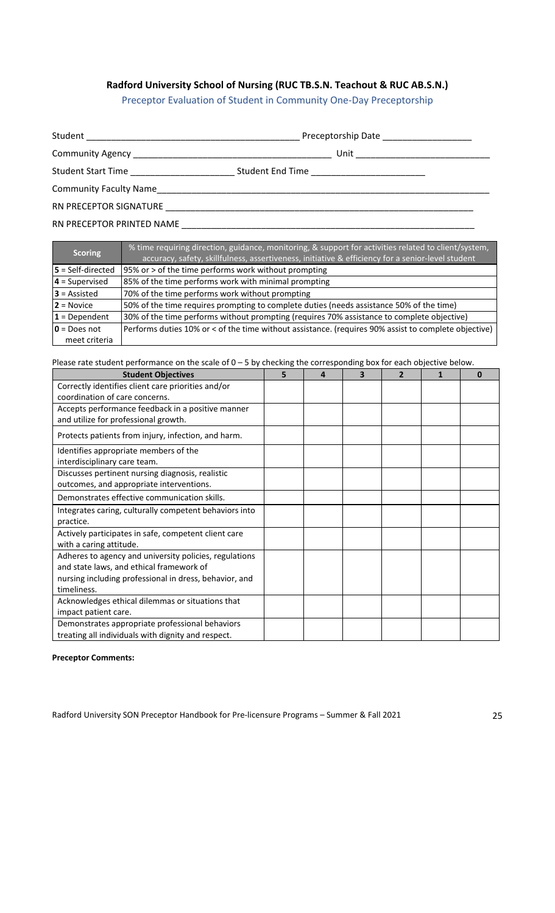**Radford University School of Nursing (RUC TB.S.N. Teachout & RUC AB.S.N.)**

Preceptor Evaluation of Student in Community One-Day Preceptorship

Student ________________________________________ Preceptorship Date _________________

Community Agency _____________________________________ Unit __________________________

Student Start Time ____________________ Student End Time ______________________

Community Faculty Name_________________________________________________________________

RN PRECEPTOR SIGNATURE ________________________________________________________

RN PRECEPTOR PRINTED NAME ______________________________________________________

| Scoring | % time requiring direction, guidance, monitoring, & support for activities related to client/system, accuracy, safety, skillfulness, assertiveness, initiative & efficiency for a senior-level student |
|---|---|
| **5** = Self-directed | 95% or > of the time performs work without prompting |
| **4** = Supervised | 85% of the time performs work with minimal prompting |
| **3** = Assisted | 70% of the time performs work without prompting |
| **2** = Novice | 50% of the time requires prompting to complete duties (needs assistance 50% of the time) |
| **1** = Dependent | 30% of the time performs without prompting (requires 70% assistance to complete objective) |
| **0** = Does not meet criteria | Performs duties 10% or < of the time without assistance. (requires 90% assist to complete objective) |

Please rate student performance on the scale of 0 – 5 by checking the corresponding box for each objective below.

| Student Objectives | 5 | 4 | 3 | 2 | 1 | 0 |
|---|---|---|---|---|---|---|
| Correctly identifies client care priorities and/or coordination of care concerns. | | | | | | |
| Accepts performance feedback in a positive manner and utilize for professional growth. | | | | | | |
| Protects patients from injury, infection, and harm. | | | | | | |
| Identifies appropriate members of the interdisciplinary care team. | | | | | | |
| Discusses pertinent nursing diagnosis, realistic outcomes, and appropriate interventions. | | | | | | |
| Demonstrates effective communication skills. | | | | | | |
| Integrates caring, culturally competent behaviors into practice. | | | | | | |
| Actively participates in safe, competent client care with a caring attitude. | | | | | | |
| Adheres to agency and university policies, regulations and state laws, and ethical framework of nursing including professional in dress, behavior, and timeliness. | | | | | | |
| Acknowledges ethical dilemmas or situations that impact patient care. | | | | | | |
| Demonstrates appropriate professional behaviors treating all individuals with dignity and respect. | | | | | | |

**Preceptor Comments:**